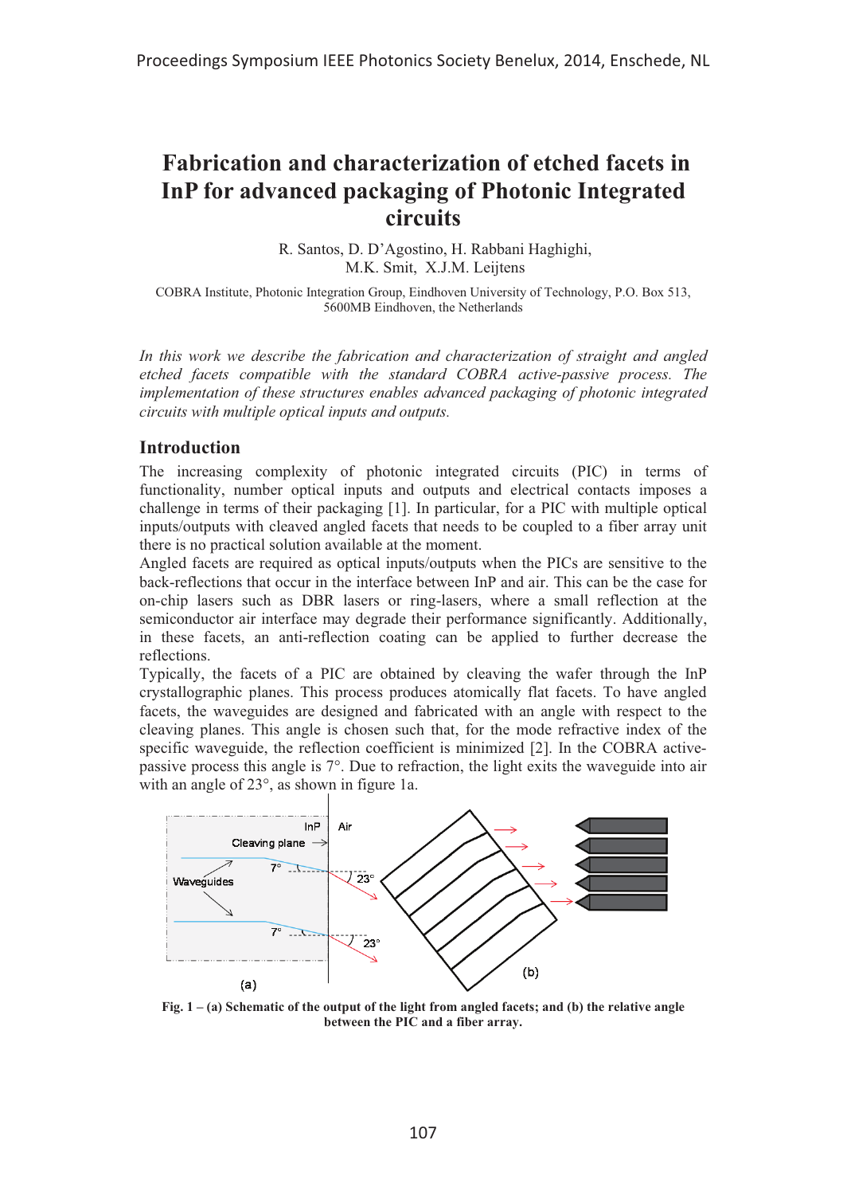# Fabrication and characterization of etched facets in InP for advanced packaging of Photonic Integrated circuits

R. Santos, D. D'Agostino, H. Rabbani Haghighi, M.K. Smit, X.J.M. Leijtens

COBRA Institute, Photonic Integration Group, Eindhoven University of Technology, P.O. Box 513, 5600MB Eindhoven, the Netherlands

*In this work we describe the fabrication and characterization of straight and angled etched facets compatible with the standard COBRA active-passive process. The implementation of these structures enables advanced packaging of photonic integrated circuits with multiple optical inputs and outputs.*

## Introduction

The increasing complexity of photonic integrated circuits (PIC) in terms of functionality, number optical inputs and outputs and electrical contacts imposes a challenge in terms of their packaging [1]. In particular, for a PIC with multiple optical inputs/outputs with cleaved angled facets that needs to be coupled to a fiber array unit there is no practical solution available at the moment.

Angled facets are required as optical inputs/outputs when the PICs are sensitive to the back-reflections that occur in the interface between InP and air. This can be the case for on-chip lasers such as DBR lasers or ring-lasers, where a small reflection at the semiconductor air interface may degrade their performance significantly. Additionally, in these facets, an anti-reflection coating can be applied to further decrease the reflections.

Typically, the facets of a PIC are obtained by cleaving the wafer through the InP crystallographic planes. This process produces atomically flat facets. To have angled facets, the waveguides are designed and fabricated with an angle with respect to the cleaving planes. This angle is chosen such that, for the mode refractive index of the specific waveguide, the reflection coefficient is minimized [2]. In the COBRA active-passive process this angle is 7°. Due to refraction, the light exits the waveguide into air with an angle of 23°, as shown in figure 1a.

**Fig. 1 – (a) Schematic of the output of the light from angled facets; and (b) the relative angle between the PIC and a fiber array.**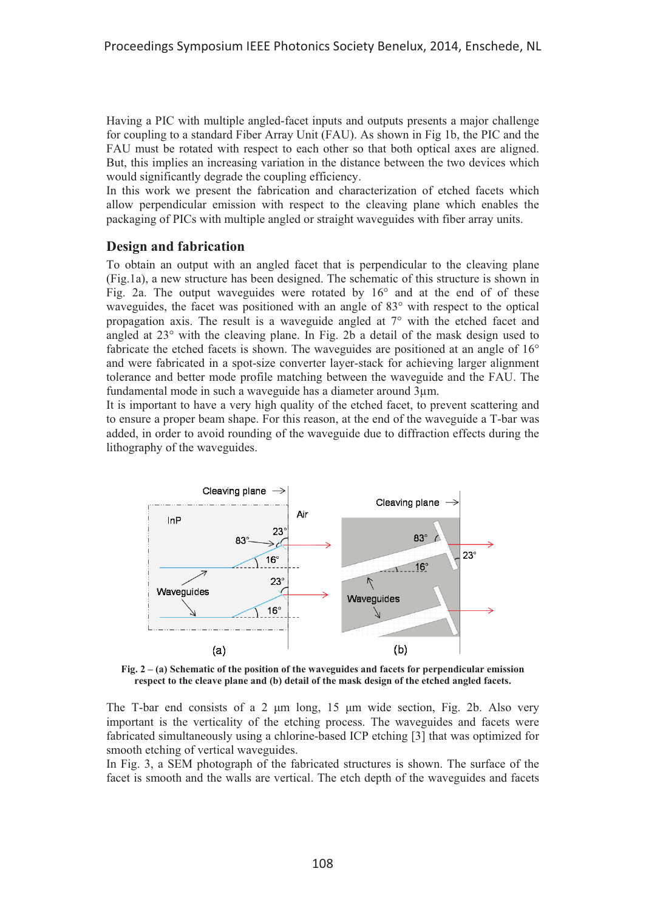Having a PIC with multiple angled-facet inputs and outputs presents a major challenge for coupling to a standard Fiber Array Unit (FAU). As shown in Fig 1b, the PIC and the FAU must be rotated with respect to each other so that both optical axes are aligned. But, this implies an increasing variation in the distance between the two devices which would significantly degrade the coupling efficiency.
In this work we present the fabrication and characterization of etched facets which allow perpendicular emission with respect to the cleaving plane which enables the packaging of PICs with multiple angled or straight waveguides with fiber array units.

## Design and fabrication

To obtain an output with an angled facet that is perpendicular to the cleaving plane (Fig.1a), a new structure has been designed. The schematic of this structure is shown in Fig. 2a. The output waveguides were rotated by 16° and at the end of of these waveguides, the facet was positioned with an angle of 83° with respect to the optical propagation axis. The result is a waveguide angled at 7° with the etched facet and angled at 23° with the cleaving plane. In Fig. 2b a detail of the mask design used to fabricate the etched facets is shown. The waveguides are positioned at an angle of 16° and were fabricated in a spot-size converter layer-stack for achieving larger alignment tolerance and better mode profile matching between the waveguide and the FAU. The fundamental mode in such a waveguide has a diameter around 3µm.
It is important to have a very high quality of the etched facet, to prevent scattering and to ensure a proper beam shape. For this reason, at the end of the waveguide a T-bar was added, in order to avoid rounding of the waveguide due to diffraction effects during the lithography of the waveguides.

**Fig. 2 – (a) Schematic of the position of the waveguides and facets for perpendicular emission respect to the cleave plane and (b) detail of the mask design of the etched angled facets.**

The T-bar end consists of a 2 µm long, 15 µm wide section, Fig. 2b. Also very important is the verticality of the etching process. The waveguides and facets were fabricated simultaneously using a chlorine-based ICP etching [3] that was optimized for smooth etching of vertical waveguides.
In Fig. 3, a SEM photograph of the fabricated structures is shown. The surface of the facet is smooth and the walls are vertical. The etch depth of the waveguides and facets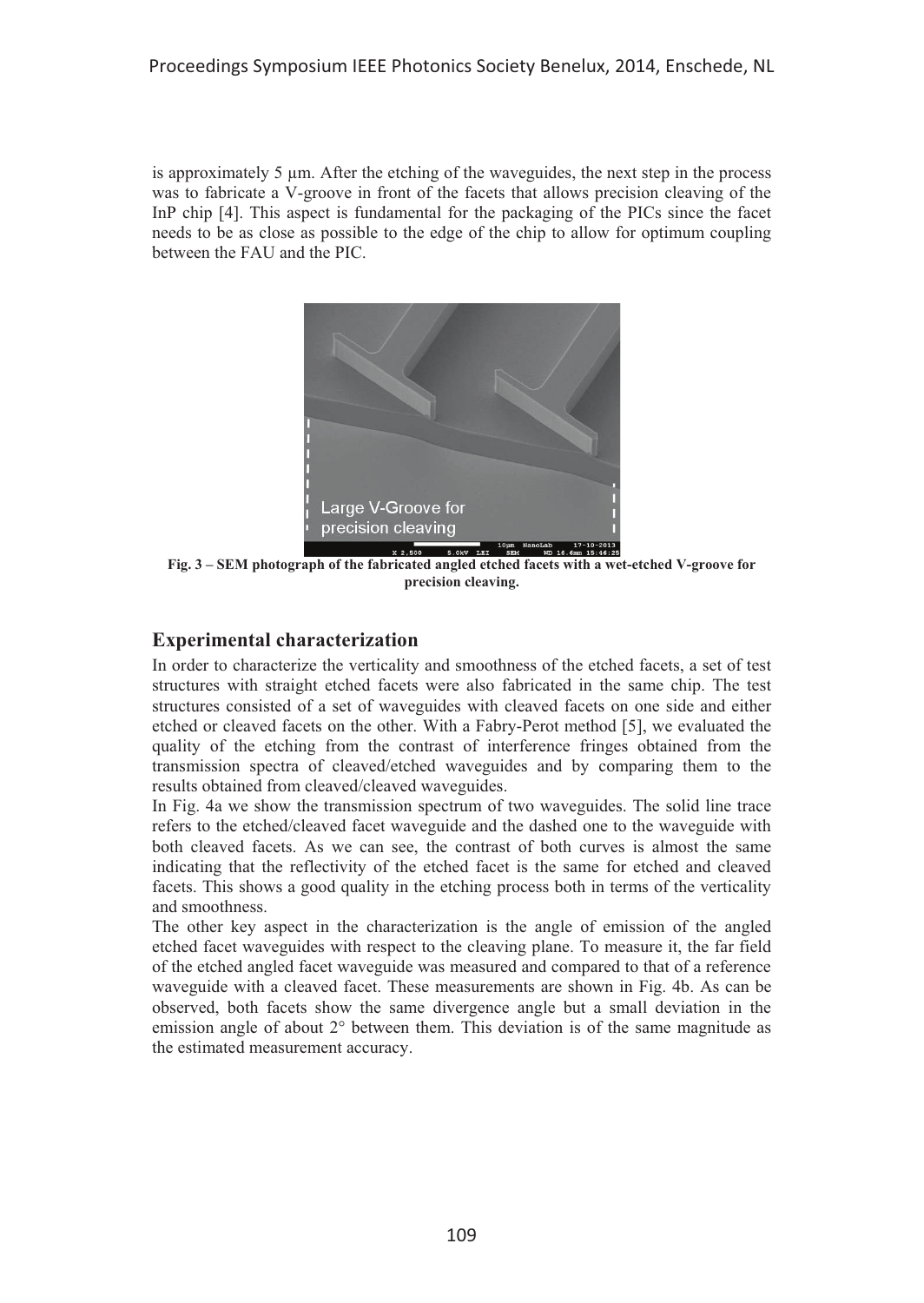is approximately 5 µm. After the etching of the waveguides, the next step in the process was to fabricate a V-groove in front of the facets that allows precision cleaving of the InP chip [4]. This aspect is fundamental for the packaging of the PICs since the facet needs to be as close as possible to the edge of the chip to allow for optimum coupling between the FAU and the PIC.

**Fig. 3 – SEM photograph of the fabricated angled etched facets with a wet-etched V-groove for precision cleaving.**

## Experimental characterization

In order to characterize the verticality and smoothness of the etched facets, a set of test structures with straight etched facets were also fabricated in the same chip. The test structures consisted of a set of waveguides with cleaved facets on one side and either etched or cleaved facets on the other. With a Fabry-Perot method [5], we evaluated the quality of the etching from the contrast of interference fringes obtained from the transmission spectra of cleaved/etched waveguides and by comparing them to the results obtained from cleaved/cleaved waveguides.

In Fig. 4a we show the transmission spectrum of two waveguides. The solid line trace refers to the etched/cleaved facet waveguide and the dashed one to the waveguide with both cleaved facets. As we can see, the contrast of both curves is almost the same indicating that the reflectivity of the etched facet is the same for etched and cleaved facets. This shows a good quality in the etching process both in terms of the verticality and smoothness.

The other key aspect in the characterization is the angle of emission of the angled etched facet waveguides with respect to the cleaving plane. To measure it, the far field of the etched angled facet waveguide was measured and compared to that of a reference waveguide with a cleaved facet. These measurements are shown in Fig. 4b. As can be observed, both facets show the same divergence angle but a small deviation in the emission angle of about 2° between them. This deviation is of the same magnitude as the estimated measurement accuracy.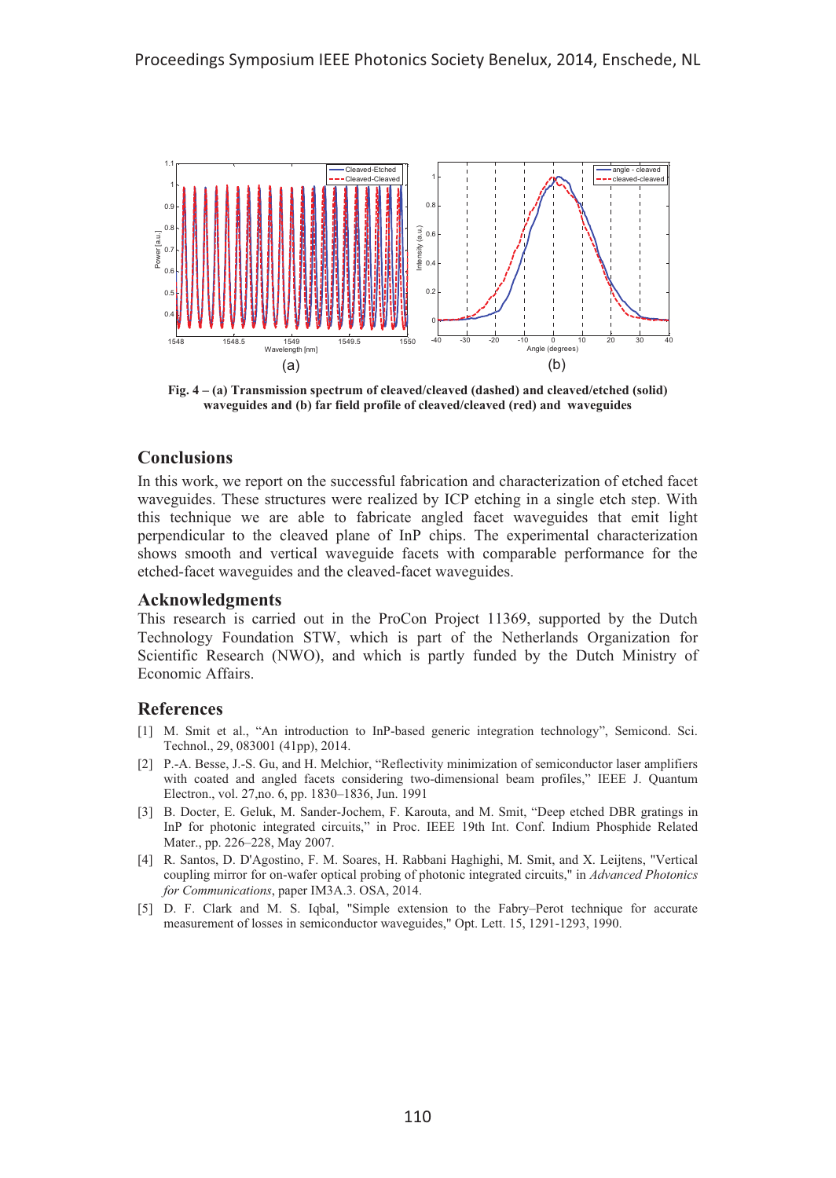1.1
1
0.9
0.8
0.7
0.6
0.5
0.4
Power [a.u.]
1548
1548.5
1549
1549.5
1550
Wavelength [nm]
Cleaved-Etched
Cleaved-Cleaved

(a)

1
0.8
0.6
0.4
0.2
0
Intensity (a.u.)
-40
-30
-20
-10
0
10
20
30
40
Angle (degrees)
angle - cleaved
cleaved-cleaved

(b)

**Fig. 4 – (a) Transmission spectrum of cleaved/cleaved (dashed) and cleaved/etched (solid) waveguides and (b) far field profile of cleaved/cleaved (red) and waveguides**

## Conclusions

In this work, we report on the successful fabrication and characterization of etched facet waveguides. These structures were realized by ICP etching in a single etch step. With this technique we are able to fabricate angled facet waveguides that emit light perpendicular to the cleaved plane of InP chips. The experimental characterization shows smooth and vertical waveguide facets with comparable performance for the etched-facet waveguides and the cleaved-facet waveguides.

## Acknowledgments

This research is carried out in the ProCon Project 11369, supported by the Dutch Technology Foundation STW, which is part of the Netherlands Organization for Scientific Research (NWO), and which is partly funded by the Dutch Ministry of Economic Affairs.

## References

[1] M. Smit et al., "An introduction to InP-based generic integration technology", Semicond. Sci. Technol., 29, 083001 (41pp), 2014.

[2] P.-A. Besse, J.-S. Gu, and H. Melchior, "Reflectivity minimization of semiconductor laser amplifiers with coated and angled facets considering two-dimensional beam profiles," IEEE J. Quantum Electron., vol. 27,no. 6, pp. 1830–1836, Jun. 1991

[3] B. Docter, E. Geluk, M. Sander-Jochem, F. Karouta, and M. Smit, "Deep etched DBR gratings in InP for photonic integrated circuits," in Proc. IEEE 19th Int. Conf. Indium Phosphide Related Mater., pp. 226–228, May 2007.

[4] R. Santos, D. D'Agostino, F. M. Soares, H. Rabbani Haghighi, M. Smit, and X. Leijtens, "Vertical coupling mirror for on-wafer optical probing of photonic integrated circuits," in *Advanced Photonics for Communications*, paper IM3A.3. OSA, 2014.

[5] D. F. Clark and M. S. Iqbal, "Simple extension to the Fabry–Perot technique for accurate measurement of losses in semiconductor waveguides," Opt. Lett. 15, 1291-1293, 1990.